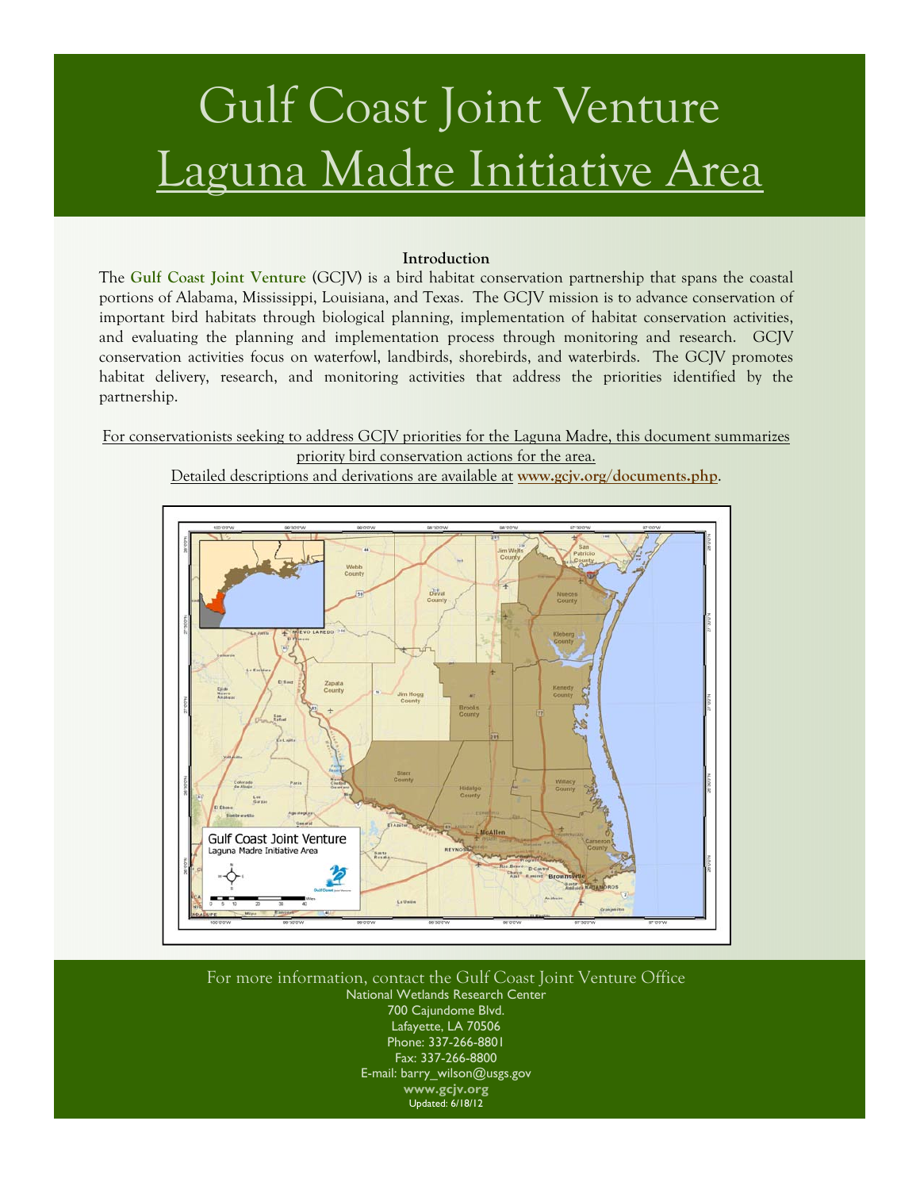# Gulf Coast Joint Venture
# Laguna Madre Initiative Area

**Introduction**

The **Gulf Coast Joint Venture** (GCJV) is a bird habitat conservation partnership that spans the coastal portions of Alabama, Mississippi, Louisiana, and Texas. The GCJV mission is to advance conservation of important bird habitats through biological planning, implementation of habitat conservation activities, and evaluating the planning and implementation process through monitoring and research. GCJV conservation activities focus on waterfowl, landbirds, shorebirds, and waterbirds. The GCJV promotes habitat delivery, research, and monitoring activities that address the priorities identified by the partnership.

For conservationists seeking to address GCJV priorities for the Laguna Madre, this document summarizes priority bird conservation actions for the area.

Detailed descriptions and derivations are available at **www.gcjv.org/documents.php**.

Gulf Coast Joint Venture
Laguna Madre Initiative Area

For more information, contact the Gulf Coast Joint Venture Office
National Wetlands Research Center
700 Cajundome Blvd.
Lafayette, LA 70506
Phone: 337-266-8801
Fax: 337-266-8800
E-mail: barry_wilson@usgs.gov
**www.gcjv.org**
Updated: 6/18/12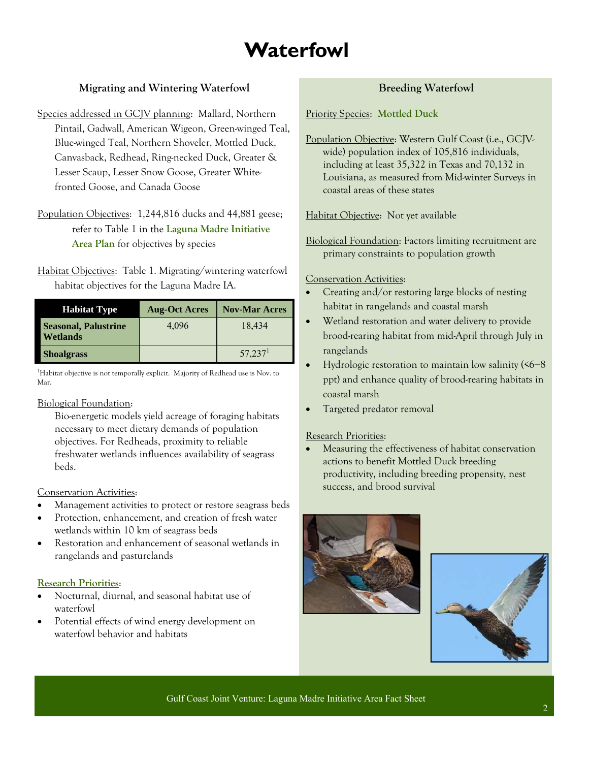# Waterfowl

## Migrating and Wintering Waterfowl

Species addressed in GCJV planning: Mallard, Northern Pintail, Gadwall, American Wigeon, Green-winged Teal, Blue-winged Teal, Northern Shoveler, Mottled Duck, Canvasback, Redhead, Ring-necked Duck, Greater & Lesser Scaup, Lesser Snow Goose, Greater White-fronted Goose, and Canada Goose

Population Objectives: 1,244,816 ducks and 44,881 geese; refer to Table 1 in the **Laguna Madre Initiative Area Plan** for objectives by species

Habitat Objectives: Table 1. Migrating/wintering waterfowl habitat objectives for the Laguna Madre IA.

| Habitat Type | Aug-Oct Acres | Nov-Mar Acres |
|---|---|---|
| Seasonal, Palustrine Wetlands | 4,096 | 18,434 |
| Shoalgrass | | 57,237[1] |

[1]Habitat objective is not temporally explicit. Majority of Redhead use is Nov. to Mar.

Biological Foundation:

Bio-energetic models yield acreage of foraging habitats necessary to meet dietary demands of population objectives. For Redheads, proximity to reliable freshwater wetlands influences availability of seagrass beds.

Conservation Activities:

- Management activities to protect or restore seagrass beds
- Protection, enhancement, and creation of fresh water wetlands within 10 km of seagrass beds
- Restoration and enhancement of seasonal wetlands in rangelands and pasturelands

Research Priorities:

- Nocturnal, diurnal, and seasonal habitat use of waterfowl
- Potential effects of wind energy development on waterfowl behavior and habitats

## Breeding Waterfowl

Priority Species: **Mottled Duck**

Population Objective: Western Gulf Coast (i.e., GCJV-wide) population index of 105,816 individuals, including at least 35,322 in Texas and 70,132 in Louisiana, as measured from Mid-winter Surveys in coastal areas of these states

Habitat Objective: Not yet available

Biological Foundation: Factors limiting recruitment are primary constraints to population growth

Conservation Activities:

- Creating and/or restoring large blocks of nesting habitat in rangelands and coastal marsh
- Wetland restoration and water delivery to provide brood-rearing habitat from mid-April through July in rangelands
- Hydrologic restoration to maintain low salinity (<6–8 ppt) and enhance quality of brood-rearing habitats in coastal marsh
- Targeted predator removal

Research Priorities:

- Measuring the effectiveness of habitat conservation actions to benefit Mottled Duck breeding productivity, including breeding propensity, nest success, and brood survival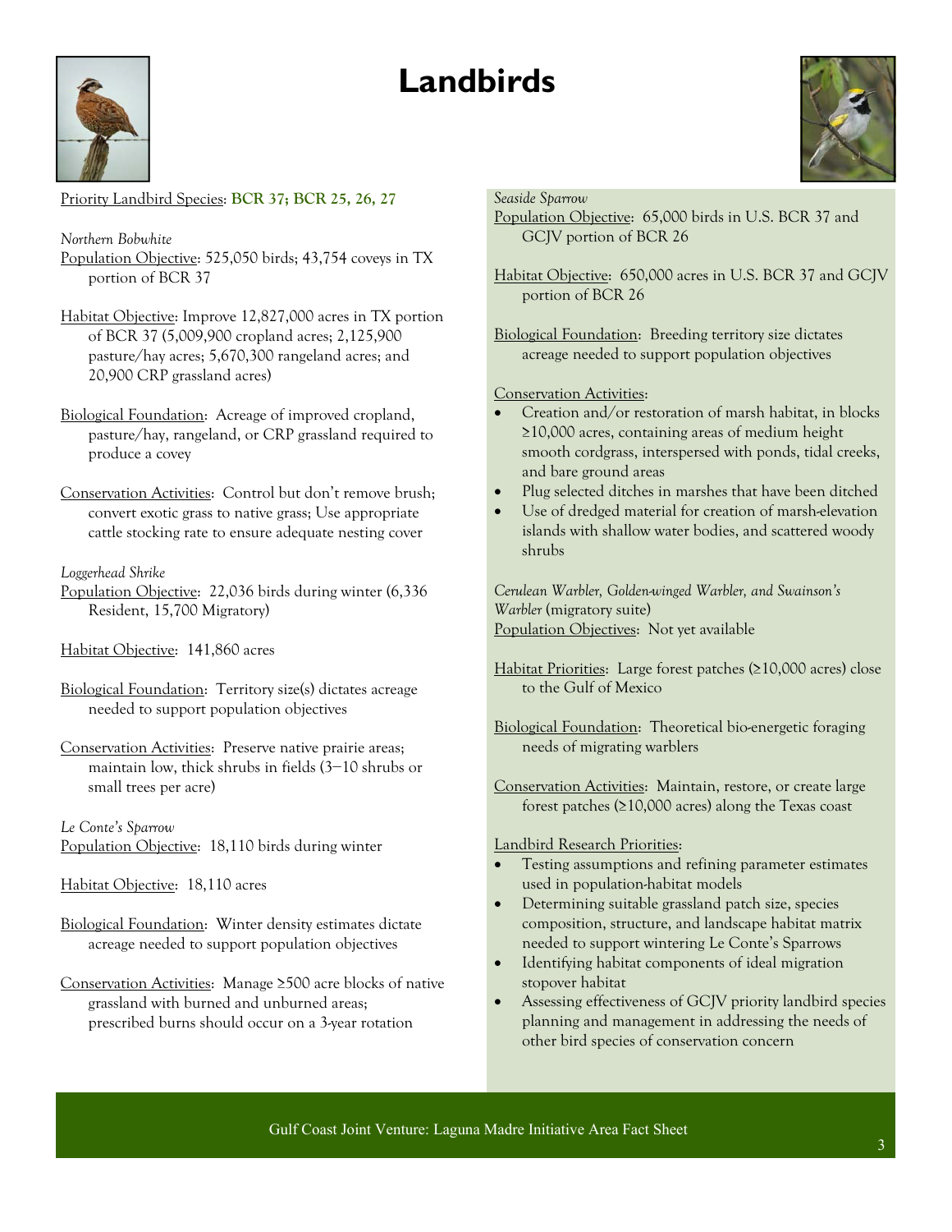# Landbirds

Priority Landbird Species: **BCR 37; BCR 25, 26, 27**

*Northern Bobwhite*

Population Objective: 525,050 birds; 43,754 coveys in TX portion of BCR 37

Habitat Objective: Improve 12,827,000 acres in TX portion of BCR 37 (5,009,900 cropland acres; 2,125,900 pasture/hay acres; 5,670,300 rangeland acres; and 20,900 CRP grassland acres)

Biological Foundation: Acreage of improved cropland, pasture/hay, rangeland, or CRP grassland required to produce a covey

Conservation Activities: Control but don't remove brush; convert exotic grass to native grass; Use appropriate cattle stocking rate to ensure adequate nesting cover

*Loggerhead Shrike*

Population Objective: 22,036 birds during winter (6,336 Resident, 15,700 Migratory)

Habitat Objective: 141,860 acres

Biological Foundation: Territory size(s) dictates acreage needed to support population objectives

Conservation Activities: Preserve native prairie areas; maintain low, thick shrubs in fields (3—10 shrubs or small trees per acre)

*Le Conte's Sparrow*

Population Objective: 18,110 birds during winter

Habitat Objective: 18,110 acres

Biological Foundation: Winter density estimates dictate acreage needed to support population objectives

Conservation Activities: Manage ≥500 acre blocks of native grassland with burned and unburned areas; prescribed burns should occur on a 3-year rotation

*Seaside Sparrow*

Population Objective: 65,000 birds in U.S. BCR 37 and GCJV portion of BCR 26

Habitat Objective: 650,000 acres in U.S. BCR 37 and GCJV portion of BCR 26

Biological Foundation: Breeding territory size dictates acreage needed to support population objectives

Conservation Activities:

- Creation and/or restoration of marsh habitat, in blocks ≥10,000 acres, containing areas of medium height smooth cordgrass, interspersed with ponds, tidal creeks, and bare ground areas
- Plug selected ditches in marshes that have been ditched
- Use of dredged material for creation of marsh-elevation islands with shallow water bodies, and scattered woody shrubs

*Cerulean Warbler, Golden-winged Warbler, and Swainson's Warbler* (migratory suite)

Population Objectives: Not yet available

Habitat Priorities: Large forest patches (≥10,000 acres) close to the Gulf of Mexico

Biological Foundation: Theoretical bio-energetic foraging needs of migrating warblers

Conservation Activities: Maintain, restore, or create large forest patches (≥10,000 acres) along the Texas coast

Landbird Research Priorities:

- Testing assumptions and refining parameter estimates used in population-habitat models
- Determining suitable grassland patch size, species composition, structure, and landscape habitat matrix needed to support wintering Le Conte's Sparrows
- Identifying habitat components of ideal migration stopover habitat
- Assessing effectiveness of GCJV priority landbird species planning and management in addressing the needs of other bird species of conservation concern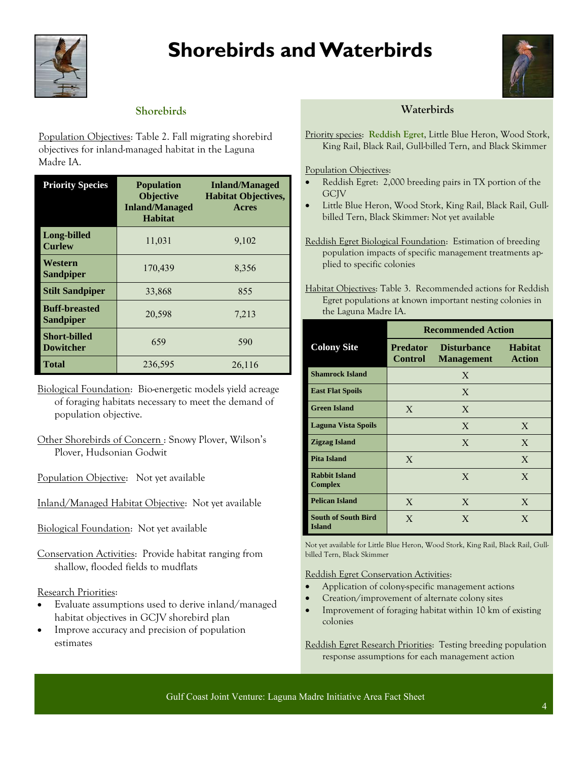# Shorebirds and Waterbirds

## Shorebirds

Population Objectives: Table 2. Fall migrating shorebird objectives for inland-managed habitat in the Laguna Madre IA.

| Priority Species | Population Objective Inland/Managed Habitat | Inland/Managed Habitat Objectives, Acres |
|---|---|---|
| **Long-billed Curlew** | 11,031 | 9,102 |
| **Western Sandpiper** | 170,439 | 8,356 |
| **Stilt Sandpiper** | 33,868 | 855 |
| **Buff-breasted Sandpiper** | 20,598 | 7,213 |
| **Short-billed Dowitcher** | 659 | 590 |
| **Total** | 236,595 | 26,116 |

Biological Foundation: Bio-energetic models yield acreage of foraging habitats necessary to meet the demand of population objective.

Other Shorebirds of Concern : Snowy Plover, Wilson's Plover, Hudsonian Godwit

Population Objective: Not yet available

Inland/Managed Habitat Objective: Not yet available

Biological Foundation: Not yet available

Conservation Activities: Provide habitat ranging from shallow, flooded fields to mudflats

Research Priorities:

- Evaluate assumptions used to derive inland/managed habitat objectives in GCJV shorebird plan
- Improve accuracy and precision of population estimates

## Waterbirds

Priority species: **Reddish Egret**, Little Blue Heron, Wood Stork, King Rail, Black Rail, Gull-billed Tern, and Black Skimmer

Population Objectives:

- Reddish Egret: 2,000 breeding pairs in TX portion of the GCJV
- Little Blue Heron, Wood Stork, King Rail, Black Rail, Gull-billed Tern, Black Skimmer: Not yet available

Reddish Egret Biological Foundation: Estimation of breeding population impacts of specific management treatments applied to specific colonies

Habitat Objectives: Table 3. Recommended actions for Reddish Egret populations at known important nesting colonies in the Laguna Madre IA.

| Colony Site | Recommended Action | | |
|---|---|---|---|
| | Predator Control | Disturbance Management | Habitat Action |
| **Shamrock Island** | | X | |
| **East Flat Spoils** | | X | |
| **Green Island** | X | X | |
| **Laguna Vista Spoils** | | X | X |
| **Zigzag Island** | | X | X |
| **Pita Island** | X | | X |
| **Rabbit Island Complex** | | X | X |
| **Pelican Island** | X | X | X |
| **South of South Bird Island** | X | X | X |

Not yet available for Little Blue Heron, Wood Stork, King Rail, Black Rail, Gull-billed Tern, Black Skimmer

Reddish Egret Conservation Activities:

- Application of colony-specific management actions
- Creation/improvement of alternate colony sites
- Improvement of foraging habitat within 10 km of existing colonies

Reddish Egret Research Priorities: Testing breeding population response assumptions for each management action

Gulf Coast Joint Venture: Laguna Madre Initiative Area Fact Sheet